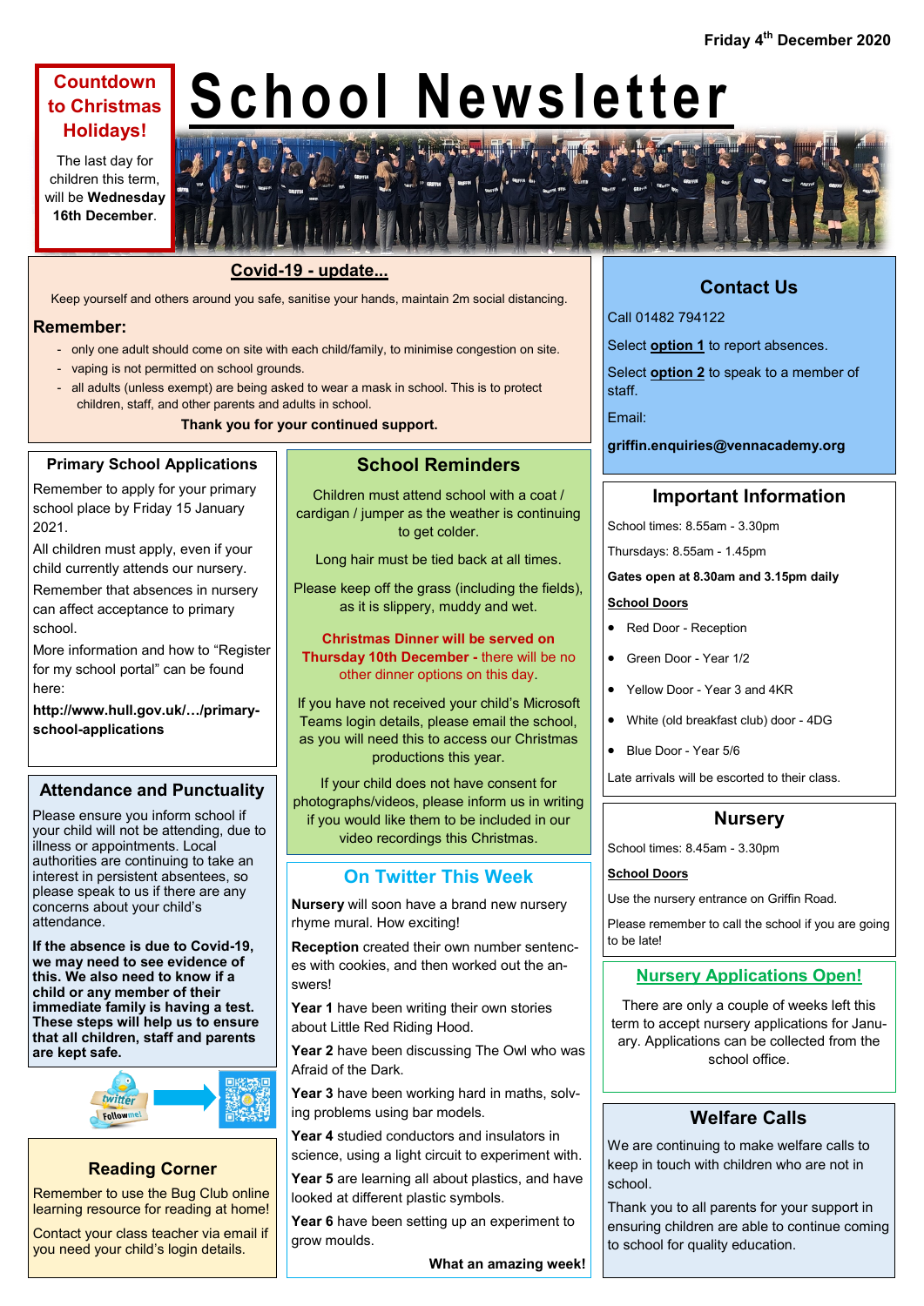Friday 4th December 2020

# School Newsletter

**Countdown to Christmas Holidays!**

The last day for children this term, will be **Wednesday 16th December**.

## Covid-19 - update...

Keep yourself and others around you safe, sanitise your hands, maintain 2m social distancing.

### Remember:

- only one adult should come on site with each child/family, to minimise congestion on site.
- vaping is not permitted on school grounds.
- all adults (unless exempt) are being asked to wear a mask in school. This is to protect children, staff, and other parents and adults in school.

**Thank you for your continued support.**

## Contact Us

Call 01482 794122

Select **option 1** to report absences.

Select **option 2** to speak to a member of staff.

Email:

**griffin.enquiries@vennacademy.org**

## Primary School Applications

Remember to apply for your primary school place by Friday 15 January 2021.

All children must apply, even if your child currently attends our nursery.

Remember that absences in nursery can affect acceptance to primary school.

More information and how to "Register for my school portal" can be found here:

**http://www.hull.gov.uk/…/primary-school-applications**

## Attendance and Punctuality

Please ensure you inform school if your child will not be attending, due to illness or appointments. Local authorities are continuing to take an interest in persistent absentees, so please speak to us if there are any concerns about your child's attendance.

**If the absence is due to Covid-19, we may need to see evidence of this. We also need to know if a child or any member of their immediate family is having a test. These steps will help us to ensure that all children, staff and parents are kept safe.**

## Reading Corner

Remember to use the Bug Club online learning resource for reading at home!

Contact your class teacher via email if you need your child's login details.

## School Reminders

Children must attend school with a coat / cardigan / jumper as the weather is continuing to get colder.

Long hair must be tied back at all times.

Please keep off the grass (including the fields), as it is slippery, muddy and wet.

**Christmas Dinner will be served on Thursday 10th December -** there will be no other dinner options on this day.

If you have not received your child's Microsoft Teams login details, please email the school, as you will need this to access our Christmas productions this year.

If your child does not have consent for photographs/videos, please inform us in writing if you would like them to be included in our video recordings this Christmas.

## On Twitter This Week

**Nursery** will soon have a brand new nursery rhyme mural. How exciting!

**Reception** created their own number sentences with cookies, and then worked out the answers!

**Year 1** have been writing their own stories about Little Red Riding Hood.

**Year 2** have been discussing The Owl who was Afraid of the Dark.

**Year 3** have been working hard in maths, solving problems using bar models.

**Year 4** studied conductors and insulators in science, using a light circuit to experiment with.

**Year 5** are learning all about plastics, and have looked at different plastic symbols.

**Year 6** have been setting up an experiment to grow moulds.

**What an amazing week!**

## Important Information

School times: 8.55am - 3.30pm

Thursdays: 8.55am - 1.45pm

**Gates open at 8.30am and 3.15pm daily**

**School Doors**

- Red Door - Reception
- Green Door - Year 1/2
- Yellow Door - Year 3 and 4KR
- White (old breakfast club) door - 4DG
- Blue Door - Year 5/6

Late arrivals will be escorted to their class.

## Nursery

School times: 8.45am - 3.30pm

**School Doors**

Use the nursery entrance on Griffin Road.

Please remember to call the school if you are going to be late!

## Nursery Applications Open!

There are only a couple of weeks left this term to accept nursery applications for January. Applications can be collected from the school office.

## Welfare Calls

We are continuing to make welfare calls to keep in touch with children who are not in school.

Thank you to all parents for your support in ensuring children are able to continue coming to school for quality education.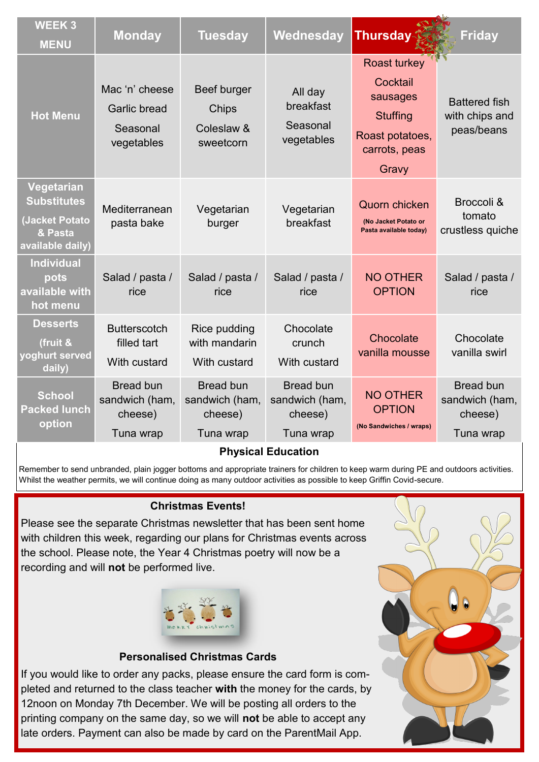| WEEK 3 MENU | Monday | Tuesday | Wednesday | Thursday | Friday |
|---|---|---|---|---|---|
| Hot Menu | Mac 'n' cheese<br>Garlic bread<br>Seasonal vegetables | Beef burger<br>Chips<br>Coleslaw & sweetcorn | All day breakfast<br>Seasonal vegetables | Roast turkey<br>Cocktail sausages<br>Stuffing<br>Roast potatoes, carrots, peas<br>Gravy | Battered fish with chips and peas/beans |
| Vegetarian Substitutes (Jacket Potato & Pasta available daily) | Mediterranean pasta bake | Vegetarian burger | Vegetarian breakfast | Quorn chicken<br>(No Jacket Potato or Pasta available today) | Broccoli & tomato crustless quiche |
| Individual pots available with hot menu | Salad / pasta / rice | Salad / pasta / rice | Salad / pasta / rice | NO OTHER OPTION | Salad / pasta / rice |
| Desserts (fruit & yoghurt served daily) | Butterscotch filled tart<br>With custard | Rice pudding with mandarin<br>With custard | Chocolate crunch<br>With custard | Chocolate vanilla mousse | Chocolate vanilla swirl |
| School Packed lunch option | Bread bun sandwich (ham, cheese)<br>Tuna wrap | Bread bun sandwich (ham, cheese)<br>Tuna wrap | Bread bun sandwich (ham, cheese)<br>Tuna wrap | NO OTHER OPTION<br>(No Sandwiches / wraps) | Bread bun sandwich (ham, cheese)<br>Tuna wrap |

## Physical Education

Remember to send unbranded, plain jogger bottoms and appropriate trainers for children to keep warm during PE and outdoors activities. Whilst the weather permits, we will continue doing as many outdoor activities as possible to keep Griffin Covid-secure.

## Christmas Events!

Please see the separate Christmas newsletter that has been sent home with children this week, regarding our plans for Christmas events across the school. Please note, the Year 4 Christmas poetry will now be a recording and will **not** be performed live.

## Personalised Christmas Cards

If you would like to order any packs, please ensure the card form is completed and returned to the class teacher **with** the money for the cards, by 12noon on Monday 7th December. We will be posting all orders to the printing company on the same day, so we will **not** be able to accept any late orders. Payment can also be made by card on the ParentMail App.